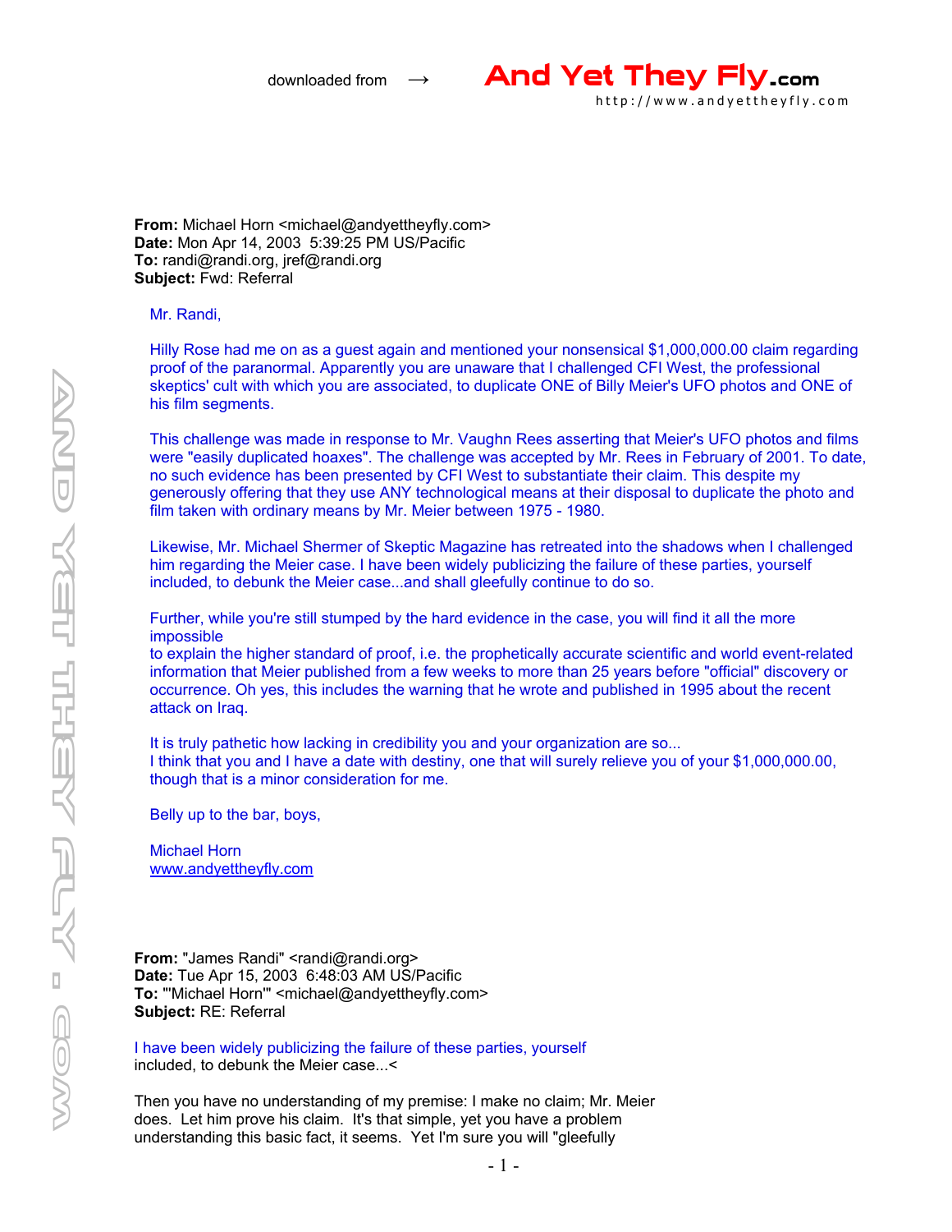downloaded from → **And Yet They Fly.com**
http://www.andyettheyfly.com

**From:** Michael Horn <michael@andyettheyfly.com>
**Date:** Mon Apr 14, 2003 5:39:25 PM US/Pacific
**To:** randi@randi.org, jref@randi.org
**Subject:** Fwd: Referral

Mr. Randi,

Hilly Rose had me on as a guest again and mentioned your nonsensical $1,000,000.00 claim regarding proof of the paranormal. Apparently you are unaware that I challenged CFI West, the professional skeptics' cult with which you are associated, to duplicate ONE of Billy Meier's UFO photos and ONE of his film segments.

This challenge was made in response to Mr. Vaughn Rees asserting that Meier's UFO photos and films were "easily duplicated hoaxes". The challenge was accepted by Mr. Rees in February of 2001. To date, no such evidence has been presented by CFI West to substantiate their claim. This despite my generously offering that they use ANY technological means at their disposal to duplicate the photo and film taken with ordinary means by Mr. Meier between 1975 - 1980.

Likewise, Mr. Michael Shermer of Skeptic Magazine has retreated into the shadows when I challenged him regarding the Meier case. I have been widely publicizing the failure of these parties, yourself included, to debunk the Meier case...and shall gleefully continue to do so.

Further, while you're still stumped by the hard evidence in the case, you will find it all the more impossible
to explain the higher standard of proof, i.e. the prophetically accurate scientific and world event-related information that Meier published from a few weeks to more than 25 years before "official" discovery or occurrence. Oh yes, this includes the warning that he wrote and published in 1995 about the recent attack on Iraq.

It is truly pathetic how lacking in credibility you and your organization are so...
I think that you and I have a date with destiny, one that will surely relieve you of your $1,000,000.00, though that is a minor consideration for me.

Belly up to the bar, boys,

Michael Horn
www.andyettheyfly.com

**From:** "James Randi" <randi@randi.org>
**Date:** Tue Apr 15, 2003 6:48:03 AM US/Pacific
**To:** "'Michael Horn'" <michael@andyettheyfly.com>
**Subject:** RE: Referral

I have been widely publicizing the failure of these parties, yourself included, to debunk the Meier case...<

Then you have no understanding of my premise: I make no claim; Mr. Meier does. Let him prove his claim. It's that simple, yet you have a problem understanding this basic fact, it seems. Yet I'm sure you will "gleefully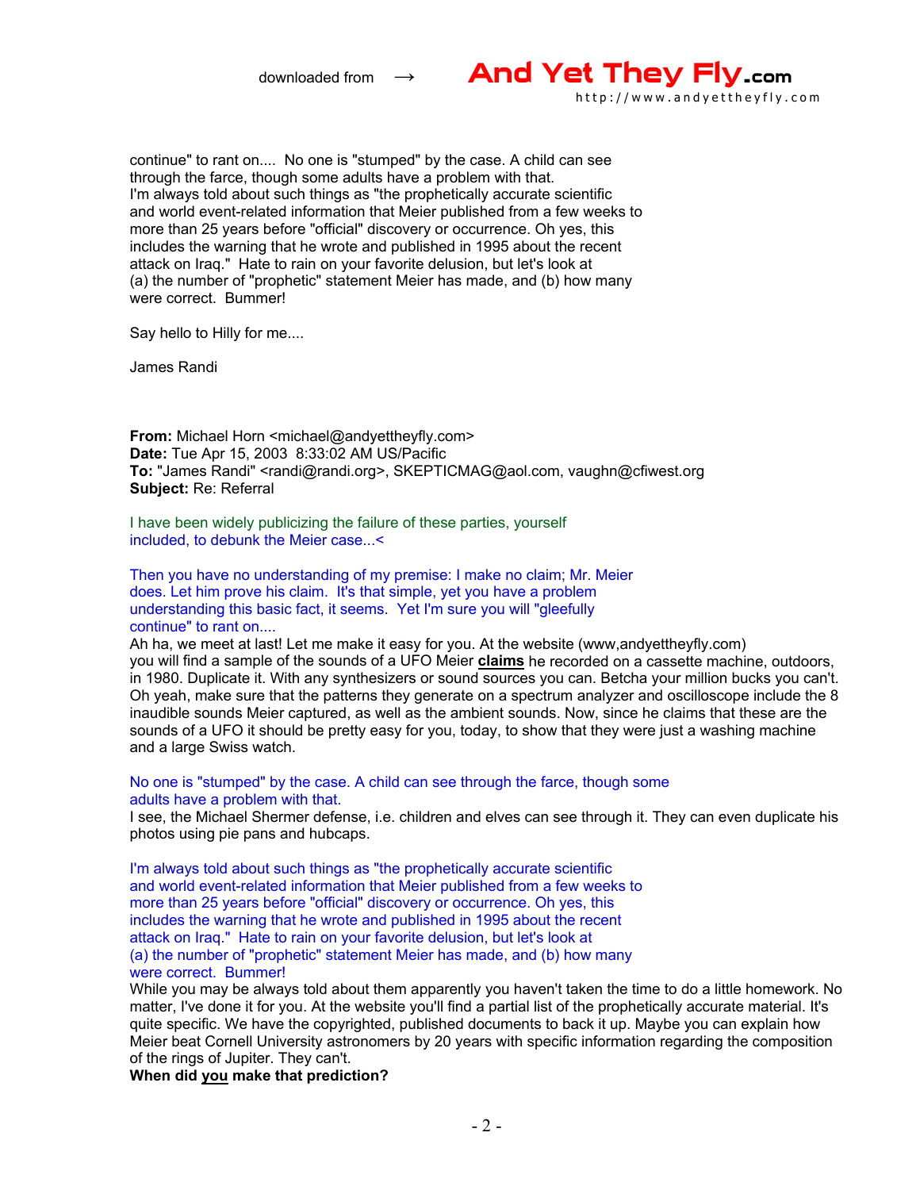continue" to rant on.... No one is "stumped" by the case. A child can see through the farce, though some adults have a problem with that.
I'm always told about such things as "the prophetically accurate scientific and world event-related information that Meier published from a few weeks to more than 25 years before "official" discovery or occurrence. Oh yes, this includes the warning that he wrote and published in 1995 about the recent attack on Iraq." Hate to rain on your favorite delusion, but let's look at (a) the number of "prophetic" statement Meier has made, and (b) how many were correct. Bummer!

Say hello to Hilly for me....

James Randi

**From:** Michael Horn <michael@andyettheyfly.com>
**Date:** Tue Apr 15, 2003 8:33:02 AM US/Pacific
**To:** "James Randi" <randi@randi.org>, SKEPTICMAG@aol.com, vaughn@cfiwest.org
**Subject:** Re: Referral

I have been widely publicizing the failure of these parties, yourself included, to debunk the Meier case...<

Then you have no understanding of my premise: I make no claim; Mr. Meier does. Let him prove his claim. It's that simple, yet you have a problem understanding this basic fact, it seems. Yet I'm sure you will "gleefully continue" to rant on....

Ah ha, we meet at last! Let me make it easy for you. At the website (www,andyettheyfly.com) you will find a sample of the sounds of a UFO Meier **claims** he recorded on a cassette machine, outdoors, in 1980. Duplicate it. With any synthesizers or sound sources you can. Betcha your million bucks you can't. Oh yeah, make sure that the patterns they generate on a spectrum analyzer and oscilloscope include the 8 inaudible sounds Meier captured, as well as the ambient sounds. Now, since he claims that these are the sounds of a UFO it should be pretty easy for you, today, to show that they were just a washing machine and a large Swiss watch.

No one is "stumped" by the case. A child can see through the farce, though some adults have a problem with that.

I see, the Michael Shermer defense, i.e. children and elves can see through it. They can even duplicate his photos using pie pans and hubcaps.

I'm always told about such things as "the prophetically accurate scientific and world event-related information that Meier published from a few weeks to more than 25 years before "official" discovery or occurrence. Oh yes, this includes the warning that he wrote and published in 1995 about the recent attack on Iraq." Hate to rain on your favorite delusion, but let's look at (a) the number of "prophetic" statement Meier has made, and (b) how many were correct. Bummer!

While you may be always told about them apparently you haven't taken the time to do a little homework. No matter, I've done it for you. At the website you'll find a partial list of the prophetically accurate material. It's quite specific. We have the copyrighted, published documents to back it up. Maybe you can explain how Meier beat Cornell University astronomers by 20 years with specific information regarding the composition of the rings of Jupiter. They can't.

**When did you make that prediction?**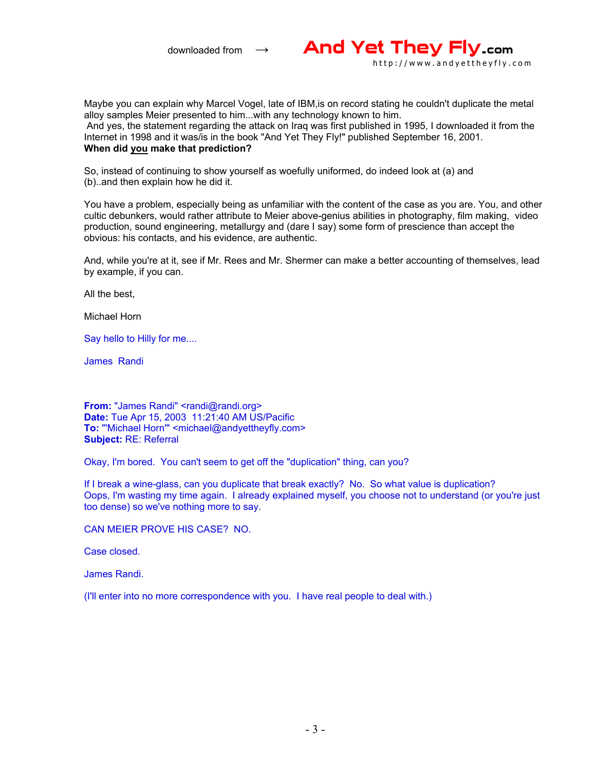Maybe you can explain why Marcel Vogel, late of IBM,is on record stating he couldn't duplicate the metal alloy samples Meier presented to him...with any technology known to him.
And yes, the statement regarding the attack on Iraq was first published in 1995, I downloaded it from the Internet in 1998 and it was/is in the book "And Yet They Fly!" published September 16, 2001.
**When did you make that prediction?**

So, instead of continuing to show yourself as woefully uniformed, do indeed look at (a) and (b)..and then explain how he did it.

You have a problem, especially being as unfamiliar with the content of the case as you are. You, and other cultic debunkers, would rather attribute to Meier above-genius abilities in photography, film making, video production, sound engineering, metallurgy and (dare I say) some form of prescience than accept the obvious: his contacts, and his evidence, are authentic.

And, while you're at it, see if Mr. Rees and Mr. Shermer can make a better accounting of themselves, lead by example, if you can.

All the best,

Michael Horn

Say hello to Hilly for me....

James Randi

**From:** "James Randi" <randi@randi.org>
**Date:** Tue Apr 15, 2003 11:21:40 AM US/Pacific
**To:** "'Michael Horn'" <michael@andyettheyfly.com>
**Subject:** RE: Referral

Okay, I'm bored. You can't seem to get off the "duplication" thing, can you?

If I break a wine-glass, can you duplicate that break exactly? No. So what value is duplication?
Oops, I'm wasting my time again. I already explained myself, you choose not to understand (or you're just too dense) so we've nothing more to say.

CAN MEIER PROVE HIS CASE? NO.

Case closed.

James Randi.

(I'll enter into no more correspondence with you. I have real people to deal with.)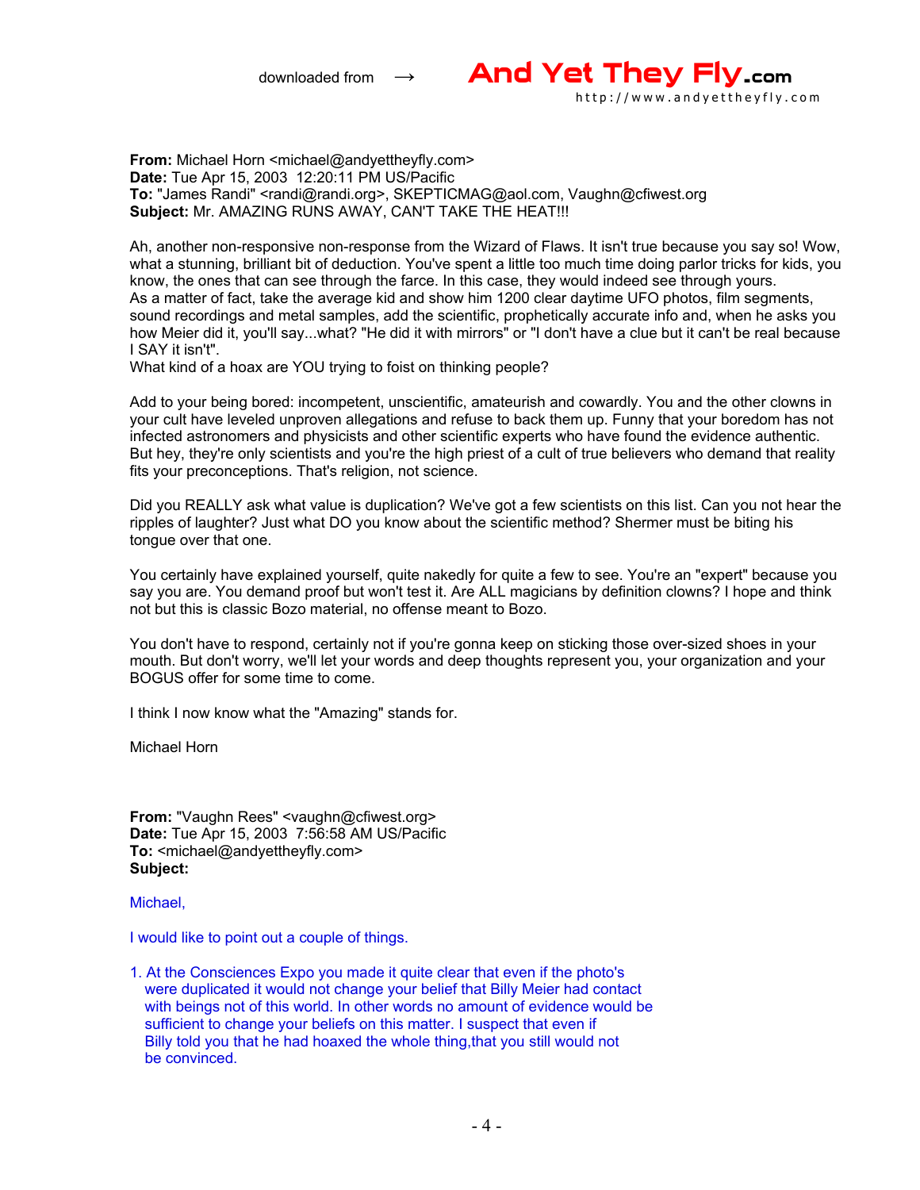downloaded from → **And Yet They Fly.com**
http://www.andyettheyfly.com

**From:** Michael Horn <michael@andyettheyfly.com>
**Date:** Tue Apr 15, 2003 12:20:11 PM US/Pacific
**To:** "James Randi" <randi@randi.org>, SKEPTICMAG@aol.com, Vaughn@cfiwest.org
**Subject:** Mr. AMAZING RUNS AWAY, CAN'T TAKE THE HEAT!!!

Ah, another non-responsive non-response from the Wizard of Flaws. It isn't true because you say so! Wow, what a stunning, brilliant bit of deduction. You've spent a little too much time doing parlor tricks for kids, you know, the ones that can see through the farce. In this case, they would indeed see through yours.
As a matter of fact, take the average kid and show him 1200 clear daytime UFO photos, film segments, sound recordings and metal samples, add the scientific, prophetically accurate info and, when he asks you how Meier did it, you'll say...what? "He did it with mirrors" or "I don't have a clue but it can't be real because I SAY it isn't".
What kind of a hoax are YOU trying to foist on thinking people?

Add to your being bored: incompetent, unscientific, amateurish and cowardly. You and the other clowns in your cult have leveled unproven allegations and refuse to back them up. Funny that your boredom has not infected astronomers and physicists and other scientific experts who have found the evidence authentic. But hey, they're only scientists and you're the high priest of a cult of true believers who demand that reality fits your preconceptions. That's religion, not science.

Did you REALLY ask what value is duplication? We've got a few scientists on this list. Can you not hear the ripples of laughter? Just what DO you know about the scientific method? Shermer must be biting his tongue over that one.

You certainly have explained yourself, quite nakedly for quite a few to see. You're an "expert" because you say you are. You demand proof but won't test it. Are ALL magicians by definition clowns? I hope and think not but this is classic Bozo material, no offense meant to Bozo.

You don't have to respond, certainly not if you're gonna keep on sticking those over-sized shoes in your mouth. But don't worry, we'll let your words and deep thoughts represent you, your organization and your BOGUS offer for some time to come.

I think I now know what the "Amazing" stands for.

Michael Horn

**From:** "Vaughn Rees" <vaughn@cfiwest.org>
**Date:** Tue Apr 15, 2003 7:56:58 AM US/Pacific
**To:** <michael@andyettheyfly.com>
**Subject:**

Michael,

I would like to point out a couple of things.

1. At the Consciences Expo you made it quite clear that even if the photo's were duplicated it would not change your belief that Billy Meier had contact with beings not of this world. In other words no amount of evidence would be sufficient to change your beliefs on this matter. I suspect that even if Billy told you that he had hoaxed the whole thing,that you still would not be convinced.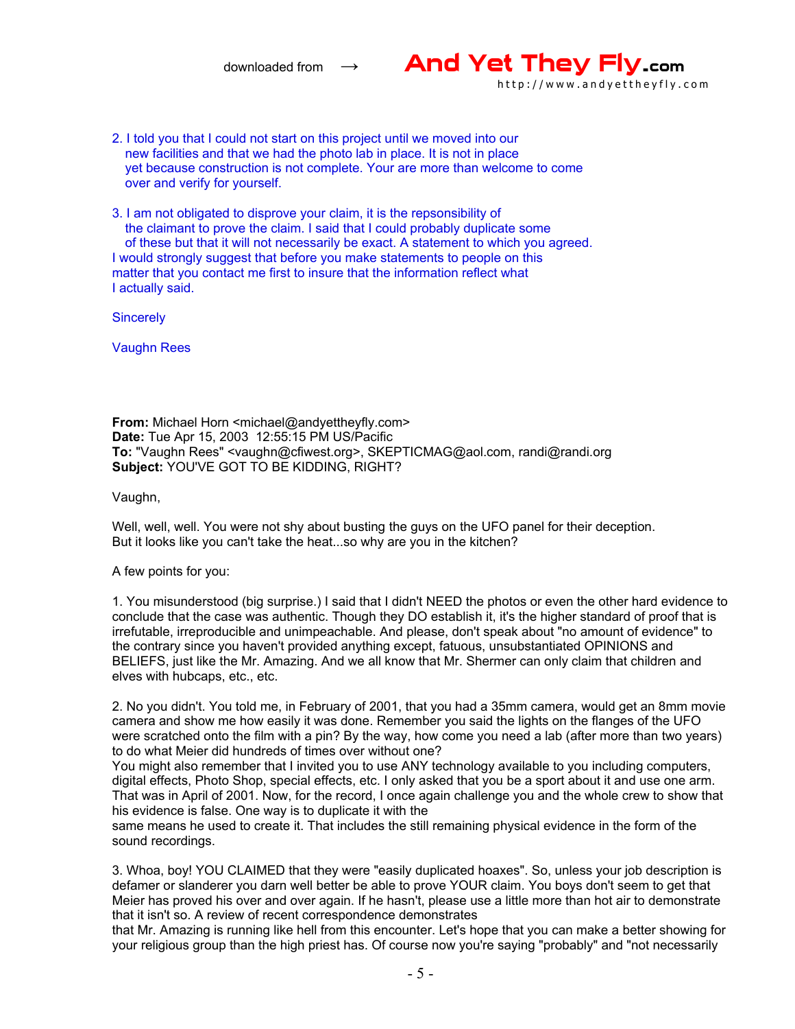2. I told you that I could not start on this project until we moved into our new facilities and that we had the photo lab in place. It is not in place yet because construction is not complete. Your are more than welcome to come over and verify for yourself.

3. I am not obligated to disprove your claim, it is the repsonsibility of the claimant to prove the claim. I said that I could probably duplicate some of these but that it will not necessarily be exact. A statement to which you agreed.

I would strongly suggest that before you make statements to people on this matter that you contact me first to insure that the information reflect what I actually said.

Sincerely

Vaughn Rees

**From:** Michael Horn <michael@andyettheyfly.com>
**Date:** Tue Apr 15, 2003 12:55:15 PM US/Pacific
**To:** "Vaughn Rees" <vaughn@cfiwest.org>, SKEPTICMAG@aol.com, randi@randi.org
**Subject:** YOU'VE GOT TO BE KIDDING, RIGHT?

Vaughn,

Well, well, well. You were not shy about busting the guys on the UFO panel for their deception. But it looks like you can't take the heat...so why are you in the kitchen?

A few points for you:

1. You misunderstood (big surprise.) I said that I didn't NEED the photos or even the other hard evidence to conclude that the case was authentic. Though they DO establish it, it's the higher standard of proof that is irrefutable, irreproducible and unimpeachable. And please, don't speak about "no amount of evidence" to the contrary since you haven't provided anything except, fatuous, unsubstantiated OPINIONS and BELIEFS, just like the Mr. Amazing. And we all know that Mr. Shermer can only claim that children and elves with hubcaps, etc., etc.

2. No you didn't. You told me, in February of 2001, that you had a 35mm camera, would get an 8mm movie camera and show me how easily it was done. Remember you said the lights on the flanges of the UFO were scratched onto the film with a pin? By the way, how come you need a lab (after more than two years) to do what Meier did hundreds of times over without one?
You might also remember that I invited you to use ANY technology available to you including computers, digital effects, Photo Shop, special effects, etc. I only asked that you be a sport about it and use one arm. That was in April of 2001. Now, for the record, I once again challenge you and the whole crew to show that his evidence is false. One way is to duplicate it with the same means he used to create it. That includes the still remaining physical evidence in the form of the sound recordings.

3. Whoa, boy! YOU CLAIMED that they were "easily duplicated hoaxes". So, unless your job description is defamer or slanderer you darn well better be able to prove YOUR claim. You boys don't seem to get that Meier has proved his over and over again. If he hasn't, please use a little more than hot air to demonstrate that it isn't so. A review of recent correspondence demonstrates that Mr. Amazing is running like hell from this encounter. Let's hope that you can make a better showing for your religious group than the high priest has. Of course now you're saying "probably" and "not necessarily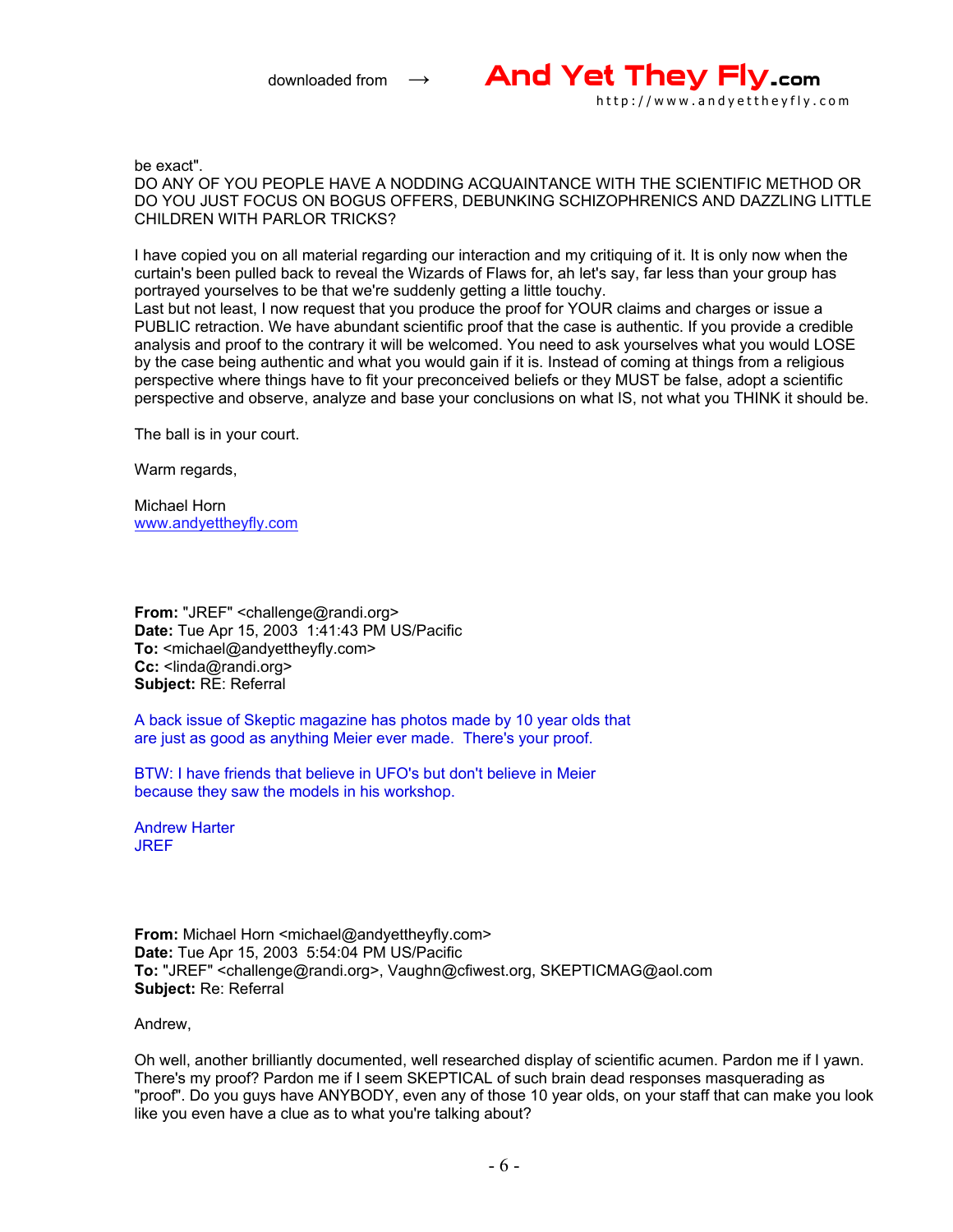be exact".
DO ANY OF YOU PEOPLE HAVE A NODDING ACQUAINTANCE WITH THE SCIENTIFIC METHOD OR DO YOU JUST FOCUS ON BOGUS OFFERS, DEBUNKING SCHIZOPHRENICS AND DAZZLING LITTLE CHILDREN WITH PARLOR TRICKS?

I have copied you on all material regarding our interaction and my critiquing of it. It is only now when the curtain's been pulled back to reveal the Wizards of Flaws for, ah let's say, far less than your group has portrayed yourselves to be that we're suddenly getting a little touchy.
Last but not least, I now request that you produce the proof for YOUR claims and charges or issue a PUBLIC retraction. We have abundant scientific proof that the case is authentic. If you provide a credible analysis and proof to the contrary it will be welcomed. You need to ask yourselves what you would LOSE by the case being authentic and what you would gain if it is. Instead of coming at things from a religious perspective where things have to fit your preconceived beliefs or they MUST be false, adopt a scientific perspective and observe, analyze and base your conclusions on what IS, not what you THINK it should be.

The ball is in your court.

Warm regards,

Michael Horn
www.andyettheyfly.com

**From:** "JREF" <challenge@randi.org>
**Date:** Tue Apr 15, 2003 1:41:43 PM US/Pacific
**To:** <michael@andyettheyfly.com>
**Cc:** <linda@randi.org>
**Subject:** RE: Referral

A back issue of Skeptic magazine has photos made by 10 year olds that are just as good as anything Meier ever made. There's your proof.

BTW: I have friends that believe in UFO's but don't believe in Meier because they saw the models in his workshop.

Andrew Harter
JREF

**From:** Michael Horn <michael@andyettheyfly.com>
**Date:** Tue Apr 15, 2003 5:54:04 PM US/Pacific
**To:** "JREF" <challenge@randi.org>, Vaughn@cfiwest.org, SKEPTICMAG@aol.com
**Subject:** Re: Referral

Andrew,

Oh well, another brilliantly documented, well researched display of scientific acumen. Pardon me if I yawn. There's my proof? Pardon me if I seem SKEPTICAL of such brain dead responses masquerading as "proof". Do you guys have ANYBODY, even any of those 10 year olds, on your staff that can make you look like you even have a clue as to what you're talking about?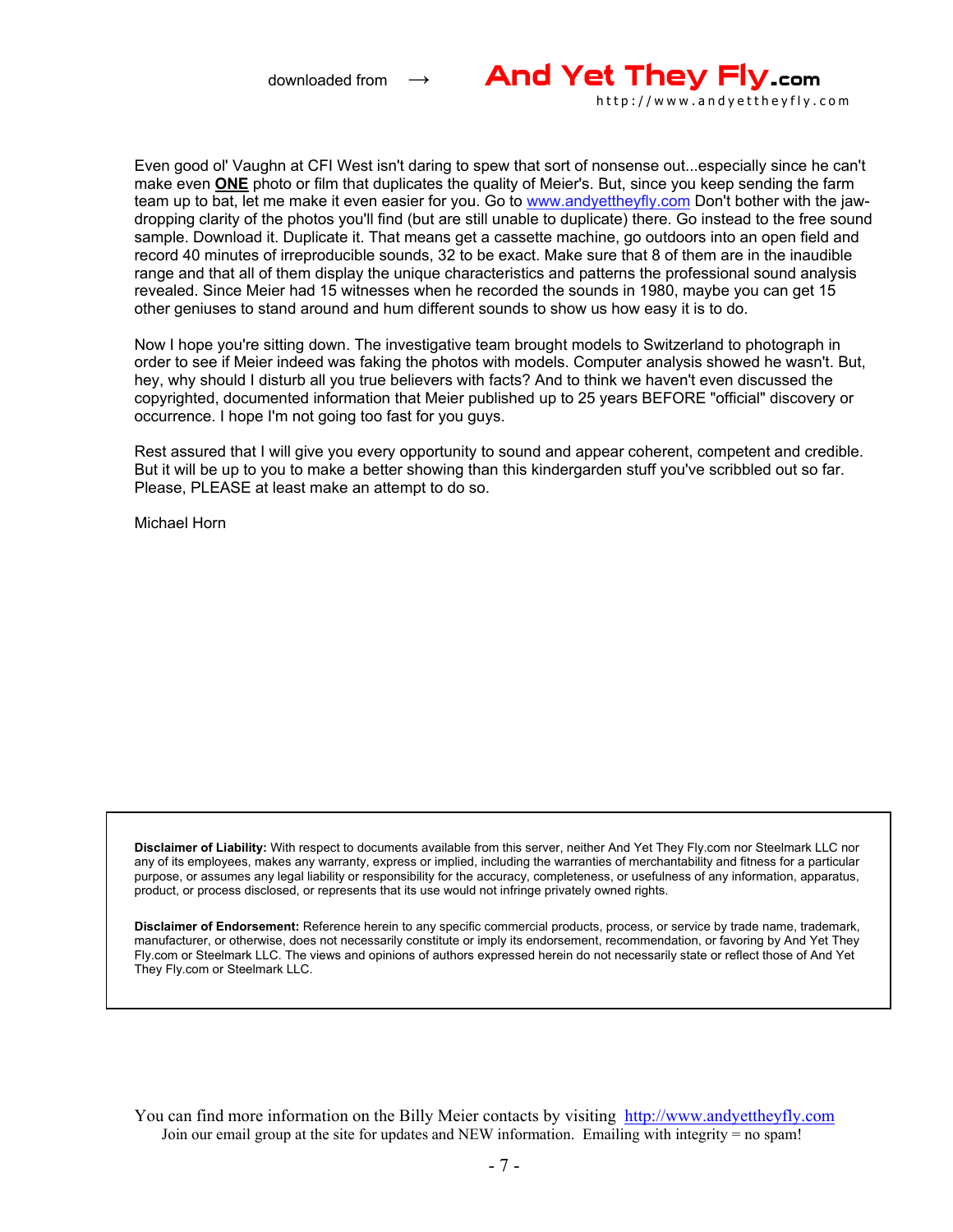Even good ol' Vaughn at CFI West isn't daring to spew that sort of nonsense out...especially since he can't make even **ONE** photo or film that duplicates the quality of Meier's. But, since you keep sending the farm team up to bat, let me make it even easier for you. Go to [www.andyettheyfly.com](http://www.andyettheyfly.com) Don't bother with the jaw-dropping clarity of the photos you'll find (but are still unable to duplicate) there. Go instead to the free sound sample. Download it. Duplicate it. That means get a cassette machine, go outdoors into an open field and record 40 minutes of irreproducible sounds, 32 to be exact. Make sure that 8 of them are in the inaudible range and that all of them display the unique characteristics and patterns the professional sound analysis revealed. Since Meier had 15 witnesses when he recorded the sounds in 1980, maybe you can get 15 other geniuses to stand around and hum different sounds to show us how easy it is to do.

Now I hope you're sitting down. The investigative team brought models to Switzerland to photograph in order to see if Meier indeed was faking the photos with models. Computer analysis showed he wasn't. But, hey, why should I disturb all you true believers with facts? And to think we haven't even discussed the copyrighted, documented information that Meier published up to 25 years BEFORE "official" discovery or occurrence. I hope I'm not going too fast for you guys.

Rest assured that I will give you every opportunity to sound and appear coherent, competent and credible. But it will be up to you to make a better showing than this kindergarden stuff you've scribbled out so far. Please, PLEASE at least make an attempt to do so.

Michael Horn

**Disclaimer of Liability:** With respect to documents available from this server, neither And Yet They Fly.com nor Steelmark LLC nor any of its employees, makes any warranty, express or implied, including the warranties of merchantability and fitness for a particular purpose, or assumes any legal liability or responsibility for the accuracy, completeness, or usefulness of any information, apparatus, product, or process disclosed, or represents that its use would not infringe privately owned rights.

**Disclaimer of Endorsement:** Reference herein to any specific commercial products, process, or service by trade name, trademark, manufacturer, or otherwise, does not necessarily constitute or imply its endorsement, recommendation, or favoring by And Yet They Fly.com or Steelmark LLC. The views and opinions of authors expressed herein do not necessarily state or reflect those of And Yet They Fly.com or Steelmark LLC.